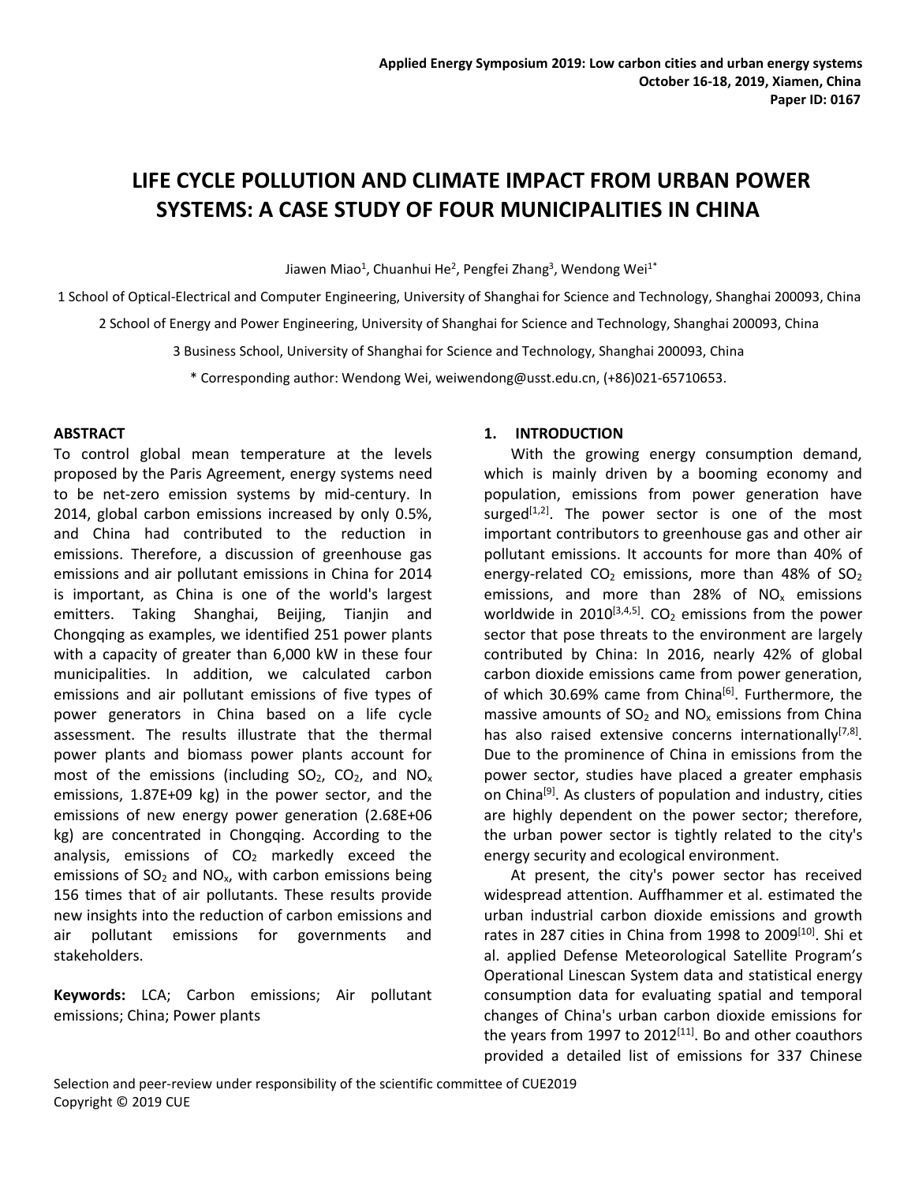# LIFE CYCLE POLLUTION AND CLIMATE IMPACT FROM URBAN POWER SYSTEMS: A CASE STUDY OF FOUR MUNICIPALITIES IN CHINA

Jiawen Miao[1], Chuanhui He[2], Pengfei Zhang[3], Wendong Wei[1*]

1 School of Optical-Electrical and Computer Engineering, University of Shanghai for Science and Technology, Shanghai 200093, China

2 School of Energy and Power Engineering, University of Shanghai for Science and Technology, Shanghai 200093, China

3 Business School, University of Shanghai for Science and Technology, Shanghai 200093, China

* Corresponding author: Wendong Wei, weiwendong@usst.edu.cn, (+86)021-65710653.

## ABSTRACT

To control global mean temperature at the levels proposed by the Paris Agreement, energy systems need to be net-zero emission systems by mid-century. In 2014, global carbon emissions increased by only 0.5%, and China had contributed to the reduction in emissions. Therefore, a discussion of greenhouse gas emissions and air pollutant emissions in China for 2014 is important, as China is one of the world's largest emitters. Taking Shanghai, Beijing, Tianjin and Chongqing as examples, we identified 251 power plants with a capacity of greater than 6,000 kW in these four municipalities. In addition, we calculated carbon emissions and air pollutant emissions of five types of power generators in China based on a life cycle assessment. The results illustrate that the thermal power plants and biomass power plants account for most of the emissions (including $SO_2$, $CO_2$, and $NO_x$ emissions, 1.87E+09 kg) in the power sector, and the emissions of new energy power generation (2.68E+06 kg) are concentrated in Chongqing. According to the analysis, emissions of $CO_2$ markedly exceed the emissions of $SO_2$ and $NO_x$, with carbon emissions being 156 times that of air pollutants. These results provide new insights into the reduction of carbon emissions and air pollutant emissions for governments and stakeholders.

**Keywords:** LCA; Carbon emissions; Air pollutant emissions; China; Power plants

## 1. INTRODUCTION

With the growing energy consumption demand, which is mainly driven by a booming economy and population, emissions from power generation have surged[1,2]. The power sector is one of the most important contributors to greenhouse gas and other air pollutant emissions. It accounts for more than 40% of energy-related $CO_2$ emissions, more than 48% of $SO_2$ emissions, and more than 28% of $NO_x$ emissions worldwide in 2010[3,4,5]. $CO_2$ emissions from the power sector that pose threats to the environment are largely contributed by China: In 2016, nearly 42% of global carbon dioxide emissions came from power generation, of which 30.69% came from China[6]. Furthermore, the massive amounts of $SO_2$ and $NO_x$ emissions from China has also raised extensive concerns internationally[7,8]. Due to the prominence of China in emissions from the power sector, studies have placed a greater emphasis on China[9]. As clusters of population and industry, cities are highly dependent on the power sector; therefore, the urban power sector is tightly related to the city's energy security and ecological environment.

At present, the city's power sector has received widespread attention. Auffhammer et al. estimated the urban industrial carbon dioxide emissions and growth rates in 287 cities in China from 1998 to 2009[10]. Shi et al. applied Defense Meteorological Satellite Program's Operational Linescan System data and statistical energy consumption data for evaluating spatial and temporal changes of China's urban carbon dioxide emissions for the years from 1997 to 2012[11]. Bo and other coauthors provided a detailed list of emissions for 337 Chinese

Selection and peer-review under responsibility of the scientific committee of CUE2019
Copyright © 2019 CUE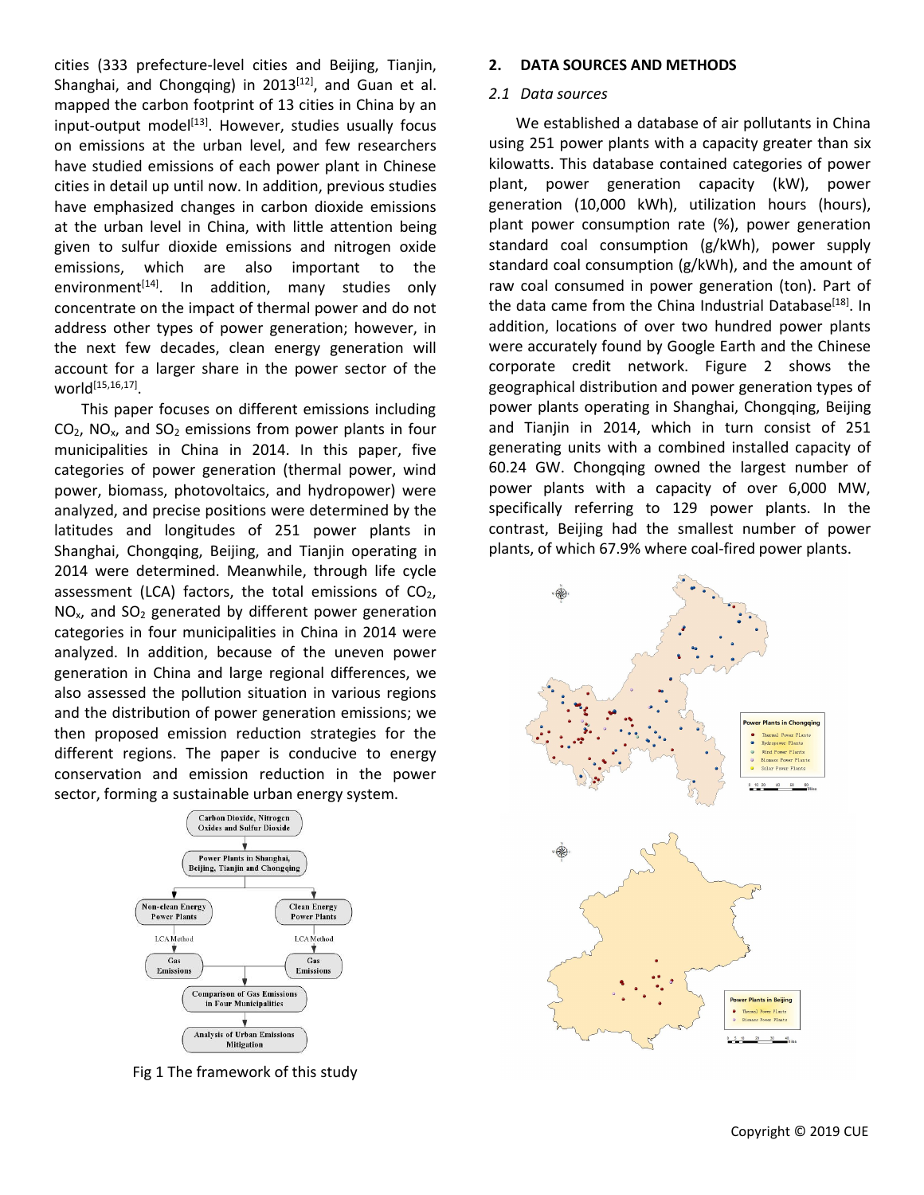cities (333 prefecture-level cities and Beijing, Tianjin, Shanghai, and Chongqing) in 2013[12], and Guan et al. mapped the carbon footprint of 13 cities in China by an input-output model[13]. However, studies usually focus on emissions at the urban level, and few researchers have studied emissions of each power plant in Chinese cities in detail up until now. In addition, previous studies have emphasized changes in carbon dioxide emissions at the urban level in China, with little attention being given to sulfur dioxide emissions and nitrogen oxide emissions, which are also important to the environment[14]. In addition, many studies only concentrate on the impact of thermal power and do not address other types of power generation; however, in the next few decades, clean energy generation will account for a larger share in the power sector of the world[15,16,17].

This paper focuses on different emissions including $CO_2$, $NO_x$, and $SO_2$ emissions from power plants in four municipalities in China in 2014. In this paper, five categories of power generation (thermal power, wind power, biomass, photovoltaics, and hydropower) were analyzed, and precise positions were determined by the latitudes and longitudes of 251 power plants in Shanghai, Chongqing, Beijing, and Tianjin operating in 2014 were determined. Meanwhile, through life cycle assessment (LCA) factors, the total emissions of $CO_2$, $NO_x$, and $SO_2$ generated by different power generation categories in four municipalities in China in 2014 were analyzed. In addition, because of the uneven power generation in China and large regional differences, we also assessed the pollution situation in various regions and the distribution of power generation emissions; we then proposed emission reduction strategies for the different regions. The paper is conducive to energy conservation and emission reduction in the power sector, forming a sustainable urban energy system.

Fig 1 The framework of this study

## 2. DATA SOURCES AND METHODS

### *2.1 Data sources*

We established a database of air pollutants in China using 251 power plants with a capacity greater than six kilowatts. This database contained categories of power plant, power generation capacity (kW), power generation (10,000 kWh), utilization hours (hours), plant power consumption rate (%), power generation standard coal consumption (g/kWh), power supply standard coal consumption (g/kWh), and the amount of raw coal consumed in power generation (ton). Part of the data came from the China Industrial Database[18]. In addition, locations of over two hundred power plants were accurately found by Google Earth and the Chinese corporate credit network. Figure 2 shows the geographical distribution and power generation types of power plants operating in Shanghai, Chongqing, Beijing and Tianjin in 2014, which in turn consist of 251 generating units with a combined installed capacity of 60.24 GW. Chongqing owned the largest number of power plants with a capacity of over 6,000 MW, specifically referring to 129 power plants. In the contrast, Beijing had the smallest number of power plants, of which 67.9% where coal-fired power plants.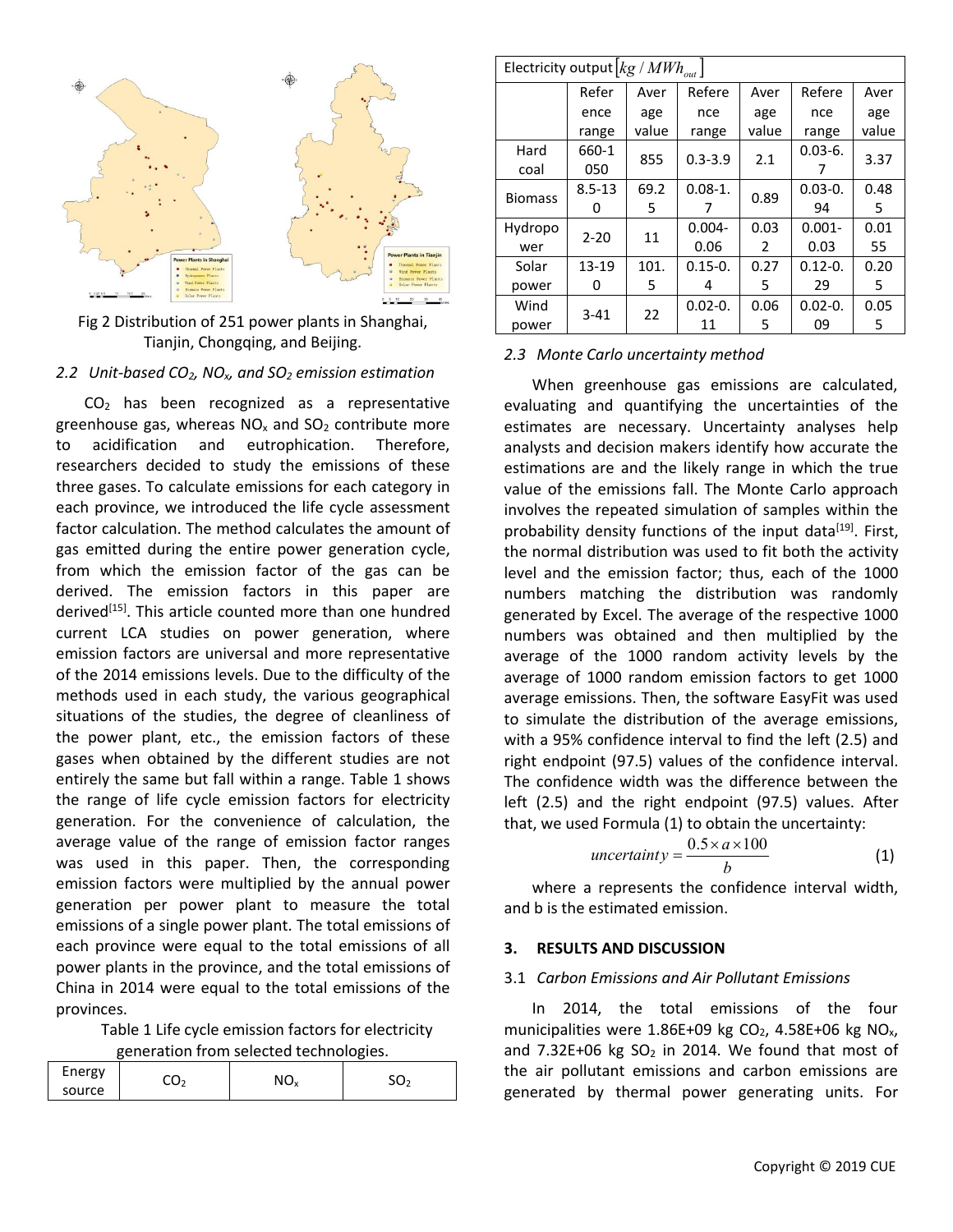Fig 2 Distribution of 251 power plants in Shanghai, Tianjin, Chongqing, and Beijing.

### *2.2 Unit-based $CO_2$, $NO_x$, and $SO_2$ emission estimation*

$CO_2$ has been recognized as a representative greenhouse gas, whereas $NO_x$ and $SO_2$ contribute more to acidification and eutrophication. Therefore, researchers decided to study the emissions of these three gases. To calculate emissions for each category in each province, we introduced the life cycle assessment factor calculation. The method calculates the amount of gas emitted during the entire power generation cycle, from which the emission factor of the gas can be derived. The emission factors in this paper are derived[15]. This article counted more than one hundred current LCA studies on power generation, where emission factors are universal and more representative of the 2014 emissions levels. Due to the difficulty of the methods used in each study, the various geographical situations of the studies, the degree of cleanliness of the power plant, etc., the emission factors of these gases when obtained by the different studies are not entirely the same but fall within a range. Table 1 shows the range of life cycle emission factors for electricity generation. For the convenience of calculation, the average value of the range of emission factor ranges was used in this paper. Then, the corresponding emission factors were multiplied by the annual power generation per power plant to measure the total emissions of a single power plant. The total emissions of each province were equal to the total emissions of all power plants in the province, and the total emissions of China in 2014 were equal to the total emissions of the provinces.

Table 1 Life cycle emission factors for electricity generation from selected technologies.

| Energy source | $CO_2$ | | $NO_x$ | | $SO_2$ | |
|---|---|---|---|---|---|---|
| Electricity output $[kg/MWh_{out}]$ | | | | | | |
| | Reference range | Average value | Reference range | Average value | Reference range | Average value |
| Hard coal | 660-1050 | 855 | 0.3-3.9 | 2.1 | 0.03-6.7 | 3.37 |
| Biomass | 8.5-130 | 69.25 | 0.08-1.7 | 0.89 | 0.03-0.94 | 0.485 |
| Hydropower | 2-20 | 11 | 0.004-0.06 | 0.032 | 0.001-0.03 | 0.0155 |
| Solar power | 13-190 | 101.5 | 0.15-0.4 | 0.275 | 0.12-0.29 | 0.205 |
| Wind power | 3-41 | 22 | 0.02-0.11 | 0.065 | 0.02-0.09 | 0.055 |

### *2.3 Monte Carlo uncertainty method*

When greenhouse gas emissions are calculated, evaluating and quantifying the uncertainties of the estimates are necessary. Uncertainty analyses help analysts and decision makers identify how accurate the estimations are and the likely range in which the true value of the emissions fall. The Monte Carlo approach involves the repeated simulation of samples within the probability density functions of the input data[19]. First, the normal distribution was used to fit both the activity level and the emission factor; thus, each of the 1000 numbers matching the distribution was randomly generated by Excel. The average of the respective 1000 numbers was obtained and then multiplied by the average of the 1000 random activity levels by the average of 1000 random emission factors to get 1000 average emissions. Then, the software EasyFit was used to simulate the distribution of the average emissions, with a 95% confidence interval to find the left (2.5) and right endpoint (97.5) values of the confidence interval. The confidence width was the difference between the left (2.5) and the right endpoint (97.5) values. After that, we used Formula (1) to obtain the uncertainty:

$$uncertainty = \frac{0.5 \times a \times 100}{b} \tag{1}$$

where a represents the confidence interval width, and b is the estimated emission.

## 3. RESULTS AND DISCUSSION

### 3.1 *Carbon Emissions and Air Pollutant Emissions*

In 2014, the total emissions of the four municipalities were 1.86E+09 kg $CO_2$, 4.58E+06 kg $NO_x$, and 7.32E+06 kg $SO_2$ in 2014. We found that most of the air pollutant emissions and carbon emissions are generated by thermal power generating units. For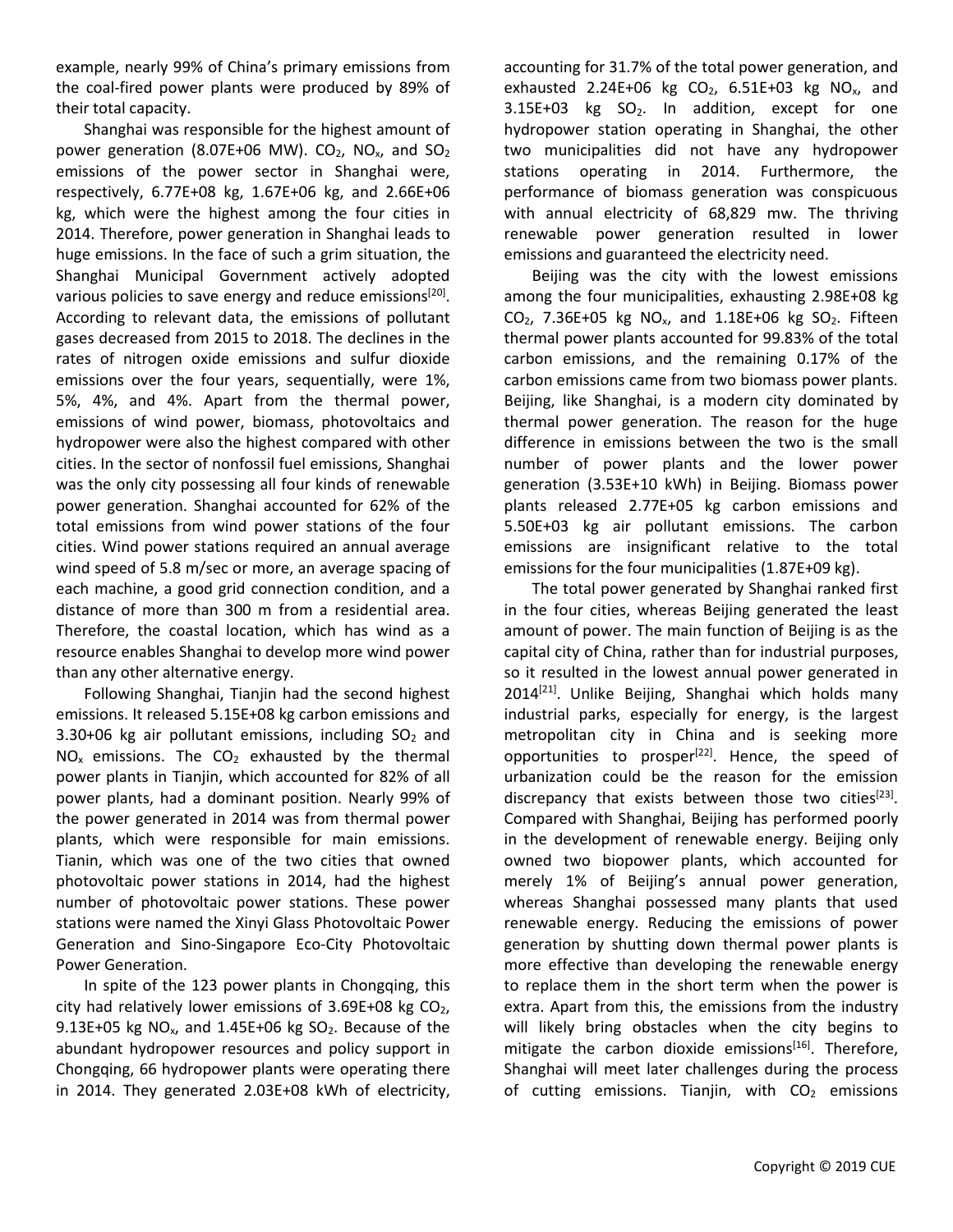example, nearly 99% of China's primary emissions from the coal-fired power plants were produced by 89% of their total capacity.

Shanghai was responsible for the highest amount of power generation (8.07E+06 MW). $CO_2$, $NO_x$, and $SO_2$ emissions of the power sector in Shanghai were, respectively, 6.77E+08 kg, 1.67E+06 kg, and 2.66E+06 kg, which were the highest among the four cities in 2014. Therefore, power generation in Shanghai leads to huge emissions. In the face of such a grim situation, the Shanghai Municipal Government actively adopted various policies to save energy and reduce emissions[20]. According to relevant data, the emissions of pollutant gases decreased from 2015 to 2018. The declines in the rates of nitrogen oxide emissions and sulfur dioxide emissions over the four years, sequentially, were 1%, 5%, 4%, and 4%. Apart from the thermal power, emissions of wind power, biomass, photovoltaics and hydropower were also the highest compared with other cities. In the sector of nonfossil fuel emissions, Shanghai was the only city possessing all four kinds of renewable power generation. Shanghai accounted for 62% of the total emissions from wind power stations of the four cities. Wind power stations required an annual average wind speed of 5.8 m/sec or more, an average spacing of each machine, a good grid connection condition, and a distance of more than 300 m from a residential area. Therefore, the coastal location, which has wind as a resource enables Shanghai to develop more wind power than any other alternative energy.

Following Shanghai, Tianjin had the second highest emissions. It released 5.15E+08 kg carbon emissions and 3.30+06 kg air pollutant emissions, including $SO_2$ and $NO_x$ emissions. The $CO_2$ exhausted by the thermal power plants in Tianjin, which accounted for 82% of all power plants, had a dominant position. Nearly 99% of the power generated in 2014 was from thermal power plants, which were responsible for main emissions. Tianin, which was one of the two cities that owned photovoltaic power stations in 2014, had the highest number of photovoltaic power stations. These power stations were named the Xinyi Glass Photovoltaic Power Generation and Sino-Singapore Eco-City Photovoltaic Power Generation.

In spite of the 123 power plants in Chongqing, this city had relatively lower emissions of 3.69E+08 kg $CO_2$, 9.13E+05 kg $NO_x$, and 1.45E+06 kg $SO_2$. Because of the abundant hydropower resources and policy support in Chongqing, 66 hydropower plants were operating there in 2014. They generated 2.03E+08 kWh of electricity, accounting for 31.7% of the total power generation, and exhausted 2.24E+06 kg $CO_2$, 6.51E+03 kg $NO_x$, and 3.15E+03 kg $SO_2$. In addition, except for one hydropower station operating in Shanghai, the other two municipalities did not have any hydropower stations operating in 2014. Furthermore, the performance of biomass generation was conspicuous with annual electricity of 68,829 mw. The thriving renewable power generation resulted in lower emissions and guaranteed the electricity need.

Beijing was the city with the lowest emissions among the four municipalities, exhausting 2.98E+08 kg $CO_2$, 7.36E+05 kg $NO_x$, and 1.18E+06 kg $SO_2$. Fifteen thermal power plants accounted for 99.83% of the total carbon emissions, and the remaining 0.17% of the carbon emissions came from two biomass power plants. Beijing, like Shanghai, is a modern city dominated by thermal power generation. The reason for the huge difference in emissions between the two is the small number of power plants and the lower power generation (3.53E+10 kWh) in Beijing. Biomass power plants released 2.77E+05 kg carbon emissions and 5.50E+03 kg air pollutant emissions. The carbon emissions are insignificant relative to the total emissions for the four municipalities (1.87E+09 kg).

The total power generated by Shanghai ranked first in the four cities, whereas Beijing generated the least amount of power. The main function of Beijing is as the capital city of China, rather than for industrial purposes, so it resulted in the lowest annual power generated in 2014[21]. Unlike Beijing, Shanghai which holds many industrial parks, especially for energy, is the largest metropolitan city in China and is seeking more opportunities to prosper[22]. Hence, the speed of urbanization could be the reason for the emission discrepancy that exists between those two cities[23]. Compared with Shanghai, Beijing has performed poorly in the development of renewable energy. Beijing only owned two biopower plants, which accounted for merely 1% of Beijing's annual power generation, whereas Shanghai possessed many plants that used renewable energy. Reducing the emissions of power generation by shutting down thermal power plants is more effective than developing the renewable energy to replace them in the short term when the power is extra. Apart from this, the emissions from the industry will likely bring obstacles when the city begins to mitigate the carbon dioxide emissions[16]. Therefore, Shanghai will meet later challenges during the process of cutting emissions. Tianjin, with $CO_2$ emissions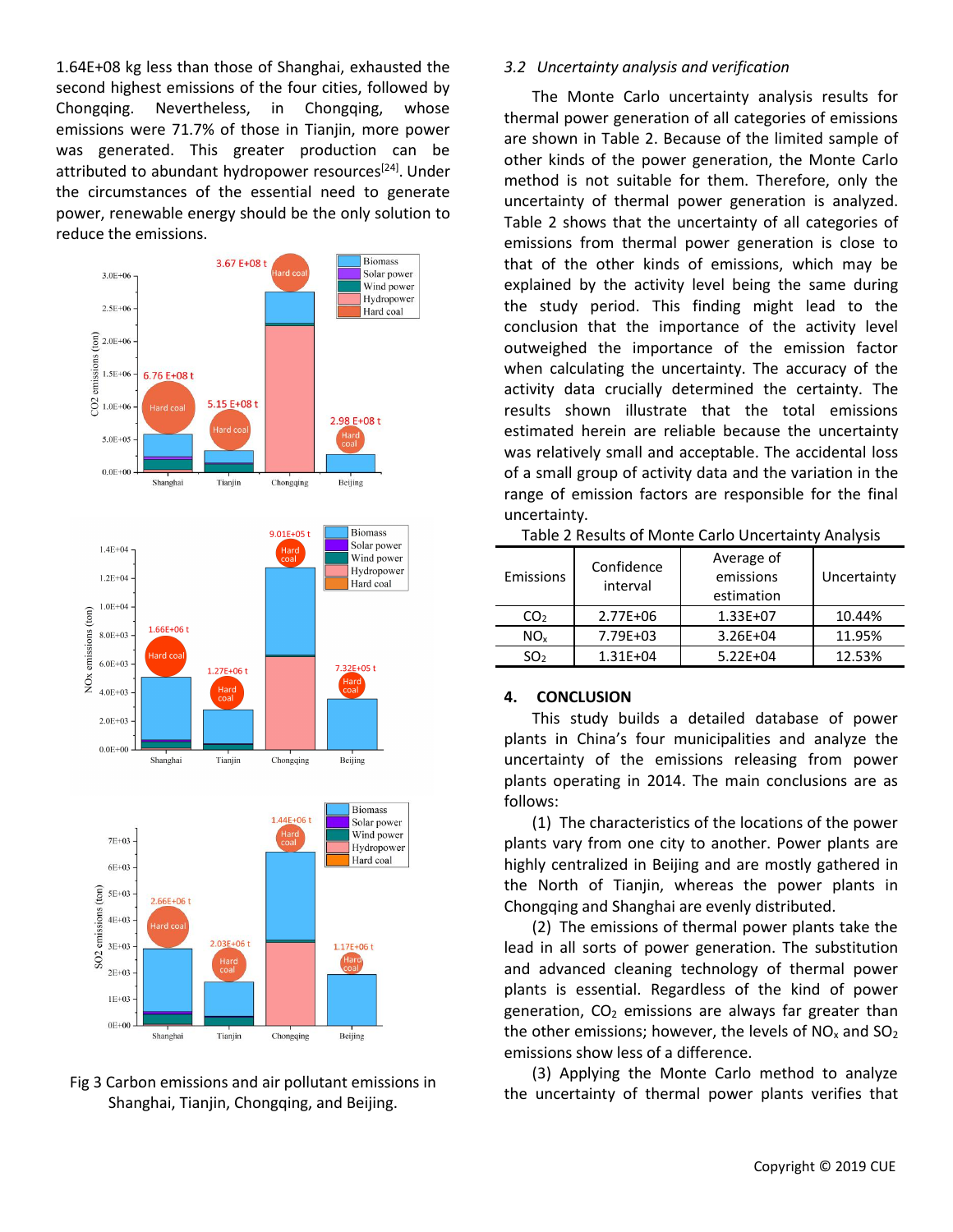1.64E+08 kg less than those of Shanghai, exhausted the second highest emissions of the four cities, followed by Chongqing. Nevertheless, in Chongqing, whose emissions were 71.7% of those in Tianjin, more power was generated. This greater production can be attributed to abundant hydropower resources[24]. Under the circumstances of the essential need to generate power, renewable energy should be the only solution to reduce the emissions.

Fig 3 Carbon emissions and air pollutant emissions in Shanghai, Tianjin, Chongqing, and Beijing.

### *3.2 Uncertainty analysis and verification*

The Monte Carlo uncertainty analysis results for thermal power generation of all categories of emissions are shown in Table 2. Because of the limited sample of other kinds of the power generation, the Monte Carlo method is not suitable for them. Therefore, only the uncertainty of thermal power generation is analyzed. Table 2 shows that the uncertainty of all categories of emissions from thermal power generation is close to that of the other kinds of emissions, which may be explained by the activity level being the same during the study period. This finding might lead to the conclusion that the importance of the activity level outweighed the importance of the emission factor when calculating the uncertainty. The accuracy of the activity data crucially determined the certainty. The results shown illustrate that the total emissions estimated herein are reliable because the uncertainty was relatively small and acceptable. The accidental loss of a small group of activity data and the variation in the range of emission factors are responsible for the final uncertainty.

Table 2 Results of Monte Carlo Uncertainty Analysis

| Emissions | Confidence interval | Average of emissions estimation | Uncertainty |
|---|---|---|---|
| $CO_2$ | 2.77E+06 | 1.33E+07 | 10.44% |
| $NO_x$ | 7.79E+03 | 3.26E+04 | 11.95% |
| $SO_2$ | 1.31E+04 | 5.22E+04 | 12.53% |

## 4. CONCLUSION

This study builds a detailed database of power plants in China's four municipalities and analyze the uncertainty of the emissions releasing from power plants operating in 2014. The main conclusions are as follows:

(1) The characteristics of the locations of the power plants vary from one city to another. Power plants are highly centralized in Beijing and are mostly gathered in the North of Tianjin, whereas the power plants in Chongqing and Shanghai are evenly distributed.

(2) The emissions of thermal power plants take the lead in all sorts of power generation. The substitution and advanced cleaning technology of thermal power plants is essential. Regardless of the kind of power generation, $CO_2$ emissions are always far greater than the other emissions; however, the levels of $NO_x$ and $SO_2$ emissions show less of a difference.

(3) Applying the Monte Carlo method to analyze the uncertainty of thermal power plants verifies that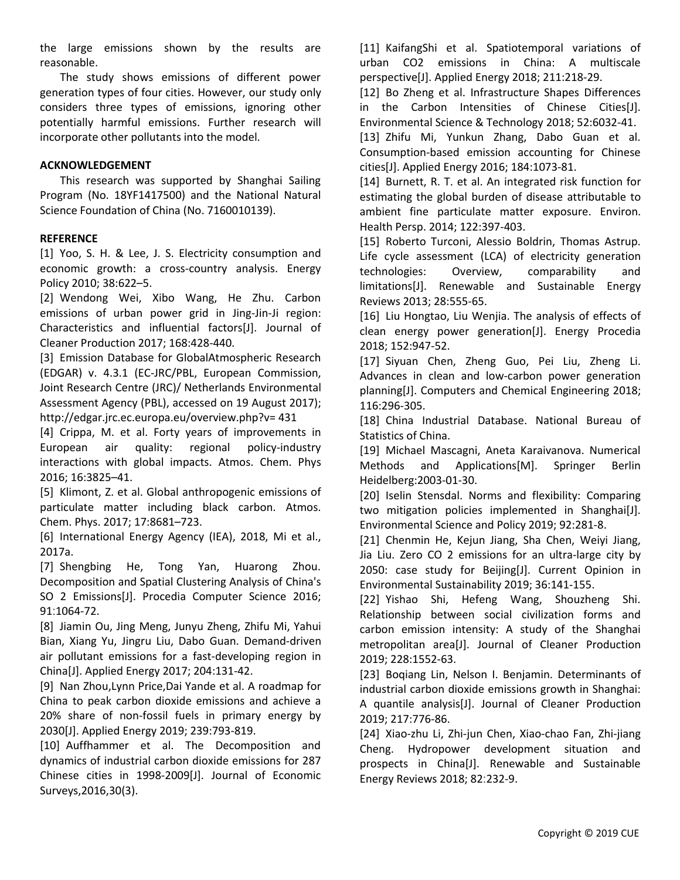the large emissions shown by the results are reasonable.

The study shows emissions of different power generation types of four cities. However, our study only considers three types of emissions, ignoring other potentially harmful emissions. Further research will incorporate other pollutants into the model.

**ACKNOWLEDGEMENT**

This research was supported by Shanghai Sailing Program (No. 18YF1417500) and the National Natural Science Foundation of China (No. 7160010139).

**REFERENCE**

[1] Yoo, S. H. & Lee, J. S. Electricity consumption and economic growth: a cross-country analysis. Energy Policy 2010; 38:622–5.

[2] Wendong Wei, Xibo Wang, He Zhu. Carbon emissions of urban power grid in Jing-Jin-Ji region: Characteristics and influential factors[J]. Journal of Cleaner Production 2017; 168:428-440.

[3] Emission Database for GlobalAtmospheric Research (EDGAR) v. 4.3.1 (EC-JRC/PBL, European Commission, Joint Research Centre (JRC)/ Netherlands Environmental Assessment Agency (PBL), accessed on 19 August 2017); http://edgar.jrc.ec.europa.eu/overview.php?v= 431

[4] Crippa, M. et al. Forty years of improvements in European air quality: regional policy-industry interactions with global impacts. Atmos. Chem. Phys 2016; 16:3825–41.

[5] Klimont, Z. et al. Global anthropogenic emissions of particulate matter including black carbon. Atmos. Chem. Phys. 2017; 17:8681–723.

[6] International Energy Agency (IEA), 2018, Mi et al., 2017a.

[7] Shengbing He, Tong Yan, Huarong Zhou. Decomposition and Spatial Clustering Analysis of China's SO 2 Emissions[J]. Procedia Computer Science 2016; 91:1064-72.

[8] Jiamin Ou, Jing Meng, Junyu Zheng, Zhifu Mi, Yahui Bian, Xiang Yu, Jingru Liu, Dabo Guan. Demand-driven air pollutant emissions for a fast-developing region in China[J]. Applied Energy 2017; 204:131-42.

[9] Nan Zhou,Lynn Price,Dai Yande et al. A roadmap for China to peak carbon dioxide emissions and achieve a 20% share of non-fossil fuels in primary energy by 2030[J]. Applied Energy 2019; 239:793-819.

[10] Auffhammer et al. The Decomposition and dynamics of industrial carbon dioxide emissions for 287 Chinese cities in 1998-2009[J]. Journal of Economic Surveys,2016,30(3).

[11] KaifangShi et al. Spatiotemporal variations of urban CO2 emissions in China: A multiscale perspective[J]. Applied Energy 2018; 211:218-29.

[12] Bo Zheng et al. Infrastructure Shapes Differences in the Carbon Intensities of Chinese Cities[J]. Environmental Science & Technology 2018; 52:6032-41.

[13] Zhifu Mi, Yunkun Zhang, Dabo Guan et al. Consumption-based emission accounting for Chinese cities[J]. Applied Energy 2016; 184:1073-81.

[14] Burnett, R. T. et al. An integrated risk function for estimating the global burden of disease attributable to ambient fine particulate matter exposure. Environ. Health Persp. 2014; 122:397-403.

[15] Roberto Turconi, Alessio Boldrin, Thomas Astrup. Life cycle assessment (LCA) of electricity generation technologies: Overview, comparability and limitations[J]. Renewable and Sustainable Energy Reviews 2013; 28:555-65.

[16] Liu Hongtao, Liu Wenjia. The analysis of effects of clean energy power generation[J]. Energy Procedia 2018; 152:947-52.

[17] Siyuan Chen, Zheng Guo, Pei Liu, Zheng Li. Advances in clean and low-carbon power generation planning[J]. Computers and Chemical Engineering 2018; 116:296-305.

[18] China Industrial Database. National Bureau of Statistics of China.

[19] Michael Mascagni, Aneta Karaivanova. Numerical Methods and Applications[M]. Springer Berlin Heidelberg:2003-01-30.

[20] Iselin Stensdal. Norms and flexibility: Comparing two mitigation policies implemented in Shanghai[J]. Environmental Science and Policy 2019; 92:281-8.

[21] Chenmin He, Kejun Jiang, Sha Chen, Weiyi Jiang, Jia Liu. Zero CO 2 emissions for an ultra-large city by 2050: case study for Beijing[J]. Current Opinion in Environmental Sustainability 2019; 36:141-155.

[22] Yishao Shi, Hefeng Wang, Shouzheng Shi. Relationship between social civilization forms and carbon emission intensity: A study of the Shanghai metropolitan area[J]. Journal of Cleaner Production 2019; 228:1552-63.

[23] Boqiang Lin, Nelson I. Benjamin. Determinants of industrial carbon dioxide emissions growth in Shanghai: A quantile analysis[J]. Journal of Cleaner Production 2019; 217:776-86.

[24] Xiao-zhu Li, Zhi-jun Chen, Xiao-chao Fan, Zhi-jiang Cheng. Hydropower development situation and prospects in China[J]. Renewable and Sustainable Energy Reviews 2018; 82:232-9.

Copyright © 2019 CUE